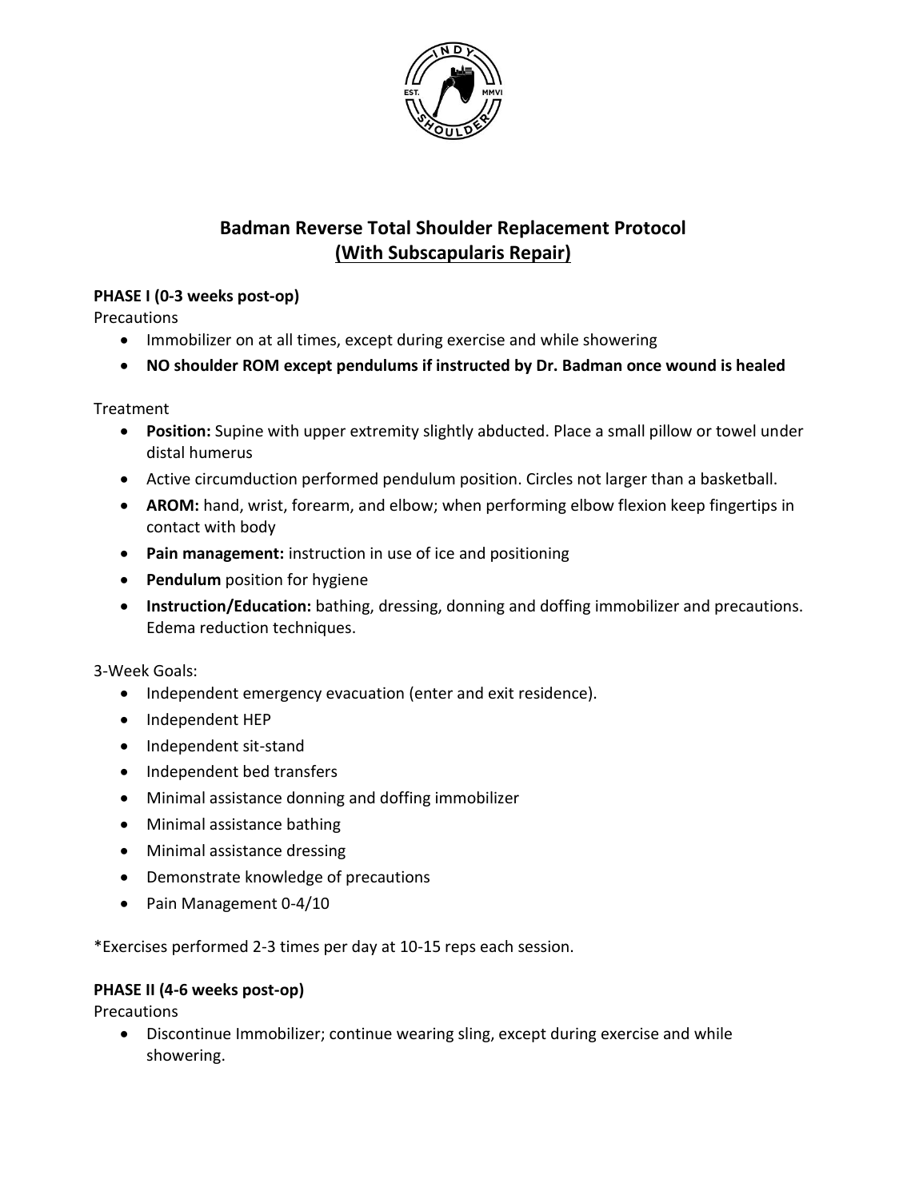# Badman Reverse Total Shoulder Replacement Protocol
## (With Subscapularis Repair)

**PHASE I (0-3 weeks post-op)**

Precautions

- Immobilizer on at all times, except during exercise and while showering
- **NO shoulder ROM except pendulums if instructed by Dr. Badman once wound is healed**

Treatment

- **Position:** Supine with upper extremity slightly abducted. Place a small pillow or towel under distal humerus
- Active circumduction performed pendulum position. Circles not larger than a basketball.
- **AROM:** hand, wrist, forearm, and elbow; when performing elbow flexion keep fingertips in contact with body
- **Pain management:** instruction in use of ice and positioning
- **Pendulum** position for hygiene
- **Instruction/Education:** bathing, dressing, donning and doffing immobilizer and precautions. Edema reduction techniques.

3-Week Goals:

- Independent emergency evacuation (enter and exit residence).
- Independent HEP
- Independent sit-stand
- Independent bed transfers
- Minimal assistance donning and doffing immobilizer
- Minimal assistance bathing
- Minimal assistance dressing
- Demonstrate knowledge of precautions
- Pain Management 0-4/10

*Exercises performed 2-3 times per day at 10-15 reps each session.

**PHASE II (4-6 weeks post-op)**

Precautions

- Discontinue Immobilizer; continue wearing sling, except during exercise and while showering.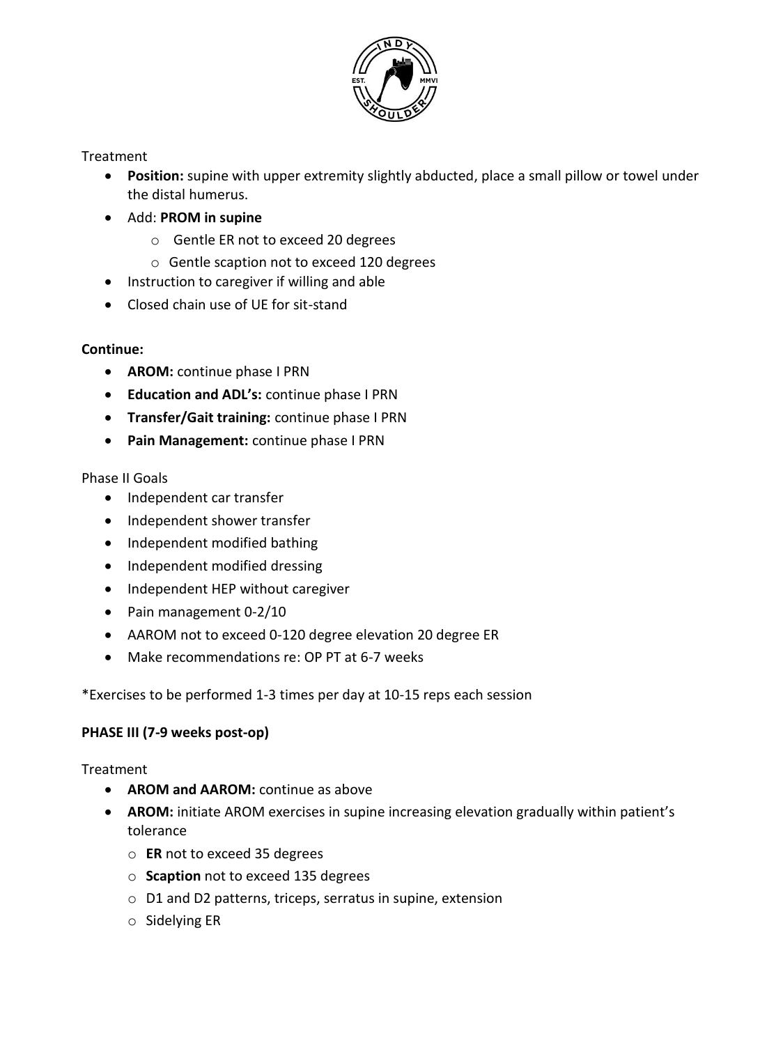Treatment

- **Position:** supine with upper extremity slightly abducted, place a small pillow or towel under the distal humerus.
- Add: **PROM in supine**
    - Gentle ER not to exceed 20 degrees
    - Gentle scaption not to exceed 120 degrees
- Instruction to caregiver if willing and able
- Closed chain use of UE for sit-stand

**Continue:**

- **AROM:** continue phase I PRN
- **Education and ADL's:** continue phase I PRN
- **Transfer/Gait training:** continue phase I PRN
- **Pain Management:** continue phase I PRN

Phase II Goals

- Independent car transfer
- Independent shower transfer
- Independent modified bathing
- Independent modified dressing
- Independent HEP without caregiver
- Pain management 0-2/10
- AAROM not to exceed 0-120 degree elevation 20 degree ER
- Make recommendations re: OP PT at 6-7 weeks

*Exercises to be performed 1-3 times per day at 10-15 reps each session

**PHASE III (7-9 weeks post-op)**

Treatment

- **AROM and AAROM:** continue as above
- **AROM:** initiate AROM exercises in supine increasing elevation gradually within patient's tolerance
    - **ER** not to exceed 35 degrees
    - **Scaption** not to exceed 135 degrees
    - D1 and D2 patterns, triceps, serratus in supine, extension
    - Sidelying ER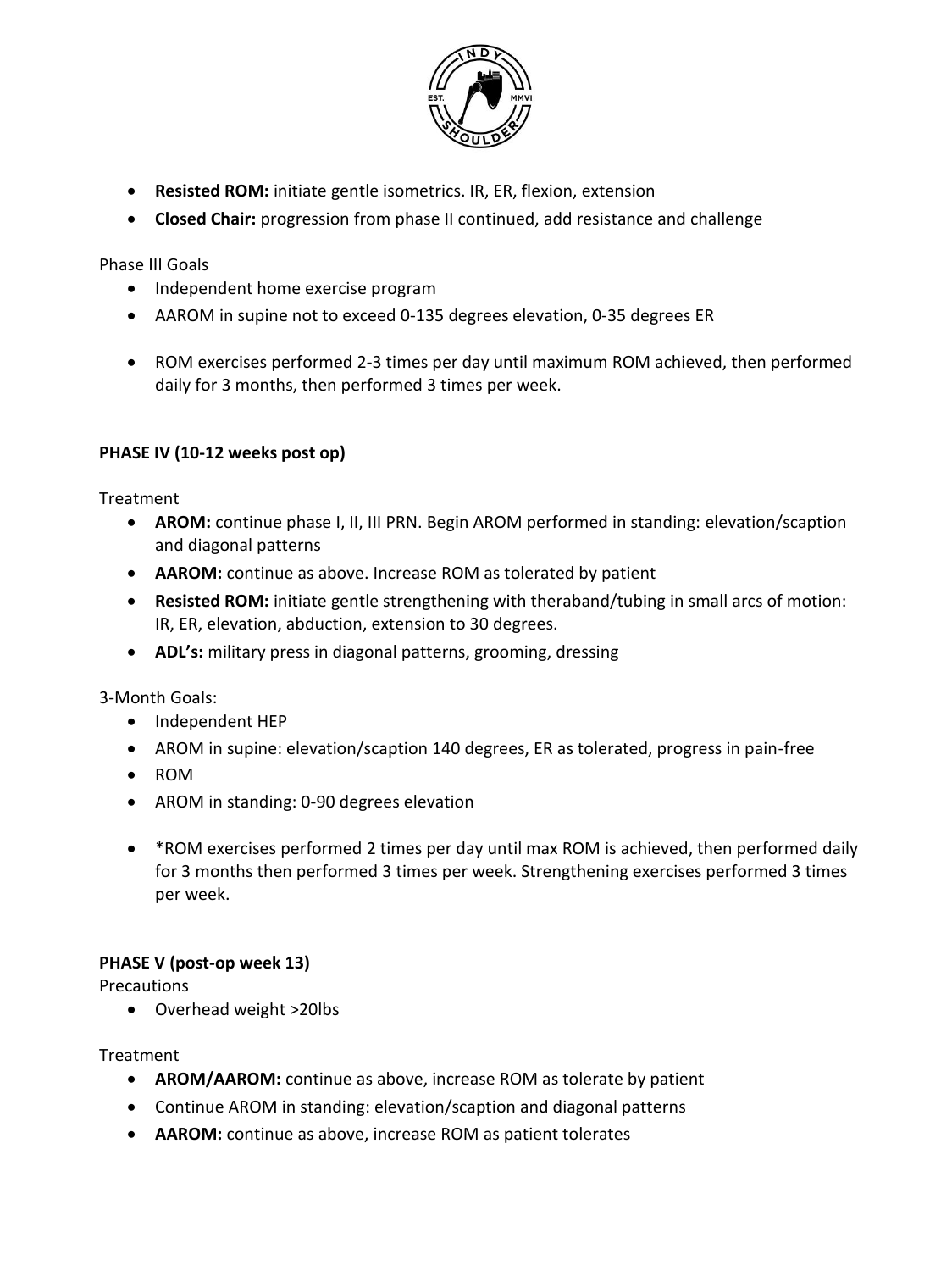- **Resisted ROM:** initiate gentle isometrics. IR, ER, flexion, extension
- **Closed Chair:** progression from phase II continued, add resistance and challenge

Phase III Goals

- Independent home exercise program
- AAROM in supine not to exceed 0-135 degrees elevation, 0-35 degrees ER
- ROM exercises performed 2-3 times per day until maximum ROM achieved, then performed daily for 3 months, then performed 3 times per week.

**PHASE IV (10-12 weeks post op)**

Treatment

- **AROM:** continue phase I, II, III PRN. Begin AROM performed in standing: elevation/scaption and diagonal patterns
- **AAROM:** continue as above. Increase ROM as tolerated by patient
- **Resisted ROM:** initiate gentle strengthening with theraband/tubing in small arcs of motion: IR, ER, elevation, abduction, extension to 30 degrees.
- **ADL's:** military press in diagonal patterns, grooming, dressing

3-Month Goals:

- Independent HEP
- AROM in supine: elevation/scaption 140 degrees, ER as tolerated, progress in pain-free
- ROM
- AROM in standing: 0-90 degrees elevation
- *ROM exercises performed 2 times per day until max ROM is achieved, then performed daily for 3 months then performed 3 times per week. Strengthening exercises performed 3 times per week.

**PHASE V (post-op week 13)**

Precautions

- Overhead weight >20lbs

Treatment

- **AROM/AAROM:** continue as above, increase ROM as tolerate by patient
- Continue AROM in standing: elevation/scaption and diagonal patterns
- **AAROM:** continue as above, increase ROM as patient tolerates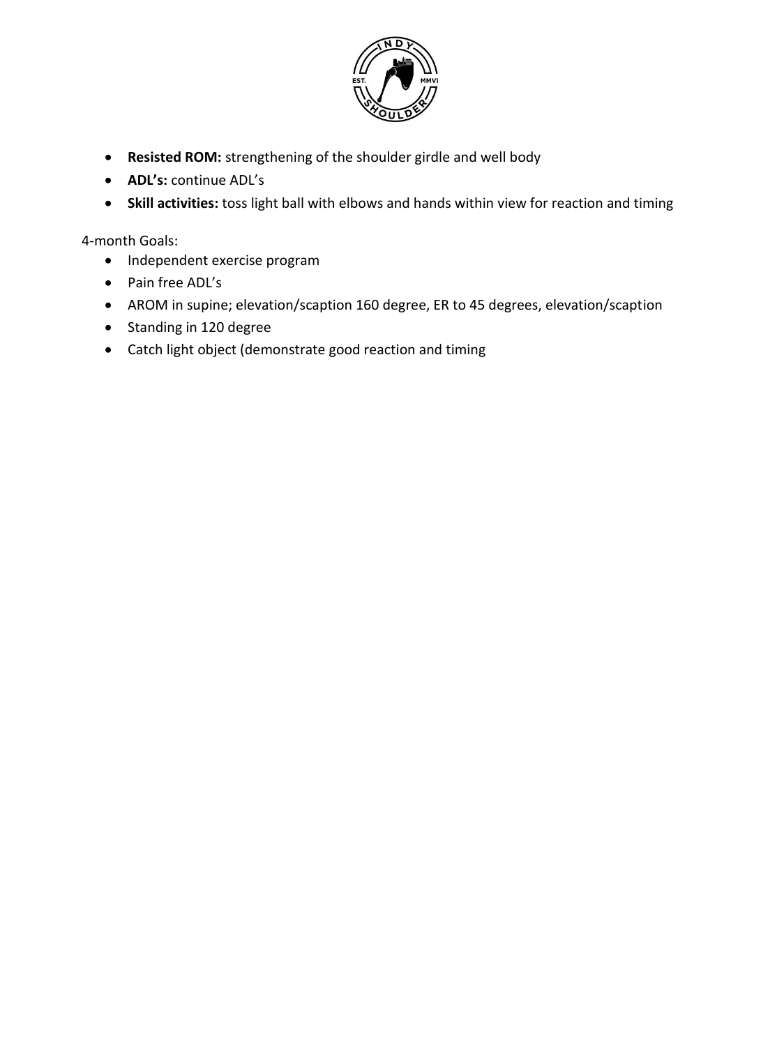- **Resisted ROM:** strengthening of the shoulder girdle and well body
- **ADL's:** continue ADL's
- **Skill activities:** toss light ball with elbows and hands within view for reaction and timing

4-month Goals:

- Independent exercise program
- Pain free ADL's
- AROM in supine; elevation/scaption 160 degree, ER to 45 degrees, elevation/scaption
- Standing in 120 degree
- Catch light object (demonstrate good reaction and timing